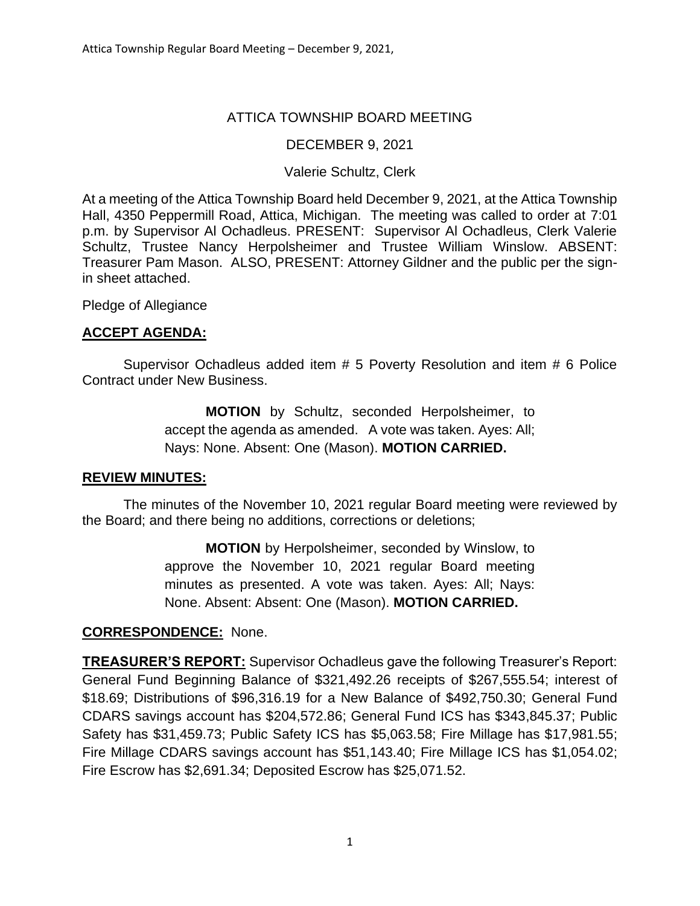# ATTICA TOWNSHIP BOARD MEETING

DECEMBER 9, 2021

Valerie Schultz, Clerk

At a meeting of the Attica Township Board held December 9, 2021, at the Attica Township Hall, 4350 Peppermill Road, Attica, Michigan. The meeting was called to order at 7:01 p.m. by Supervisor Al Ochadleus. PRESENT: Supervisor Al Ochadleus, Clerk Valerie Schultz, Trustee Nancy Herpolsheimer and Trustee William Winslow. ABSENT: Treasurer Pam Mason. ALSO, PRESENT: Attorney Gildner and the public per the sign-in sheet attached.

Pledge of Allegiance

## ACCEPT AGENDA:

Supervisor Ochadleus added item # 5 Poverty Resolution and item # 6 Police Contract under New Business.

> **MOTION** by Schultz, seconded Herpolsheimer, to accept the agenda as amended. A vote was taken. Ayes: All; Nays: None. Absent: One (Mason). **MOTION CARRIED.**

## REVIEW MINUTES:

The minutes of the November 10, 2021 regular Board meeting were reviewed by the Board; and there being no additions, corrections or deletions;

> **MOTION** by Herpolsheimer, seconded by Winslow, to approve the November 10, 2021 regular Board meeting minutes as presented. A vote was taken. Ayes: All; Nays: None. Absent: Absent: One (Mason). **MOTION CARRIED.**

**CORRESPONDENCE:** None.

**TREASURER'S REPORT:** Supervisor Ochadleus gave the following Treasurer's Report: General Fund Beginning Balance of $321,492.26 receipts of $267,555.54; interest of $18.69; Distributions of $96,316.19 for a New Balance of $492,750.30; General Fund CDARS savings account has $204,572.86; General Fund ICS has $343,845.37; Public Safety has $31,459.73; Public Safety ICS has $5,063.58; Fire Millage has $17,981.55; Fire Millage CDARS savings account has $51,143.40; Fire Millage ICS has $1,054.02; Fire Escrow has $2,691.34; Deposited Escrow has $25,071.52.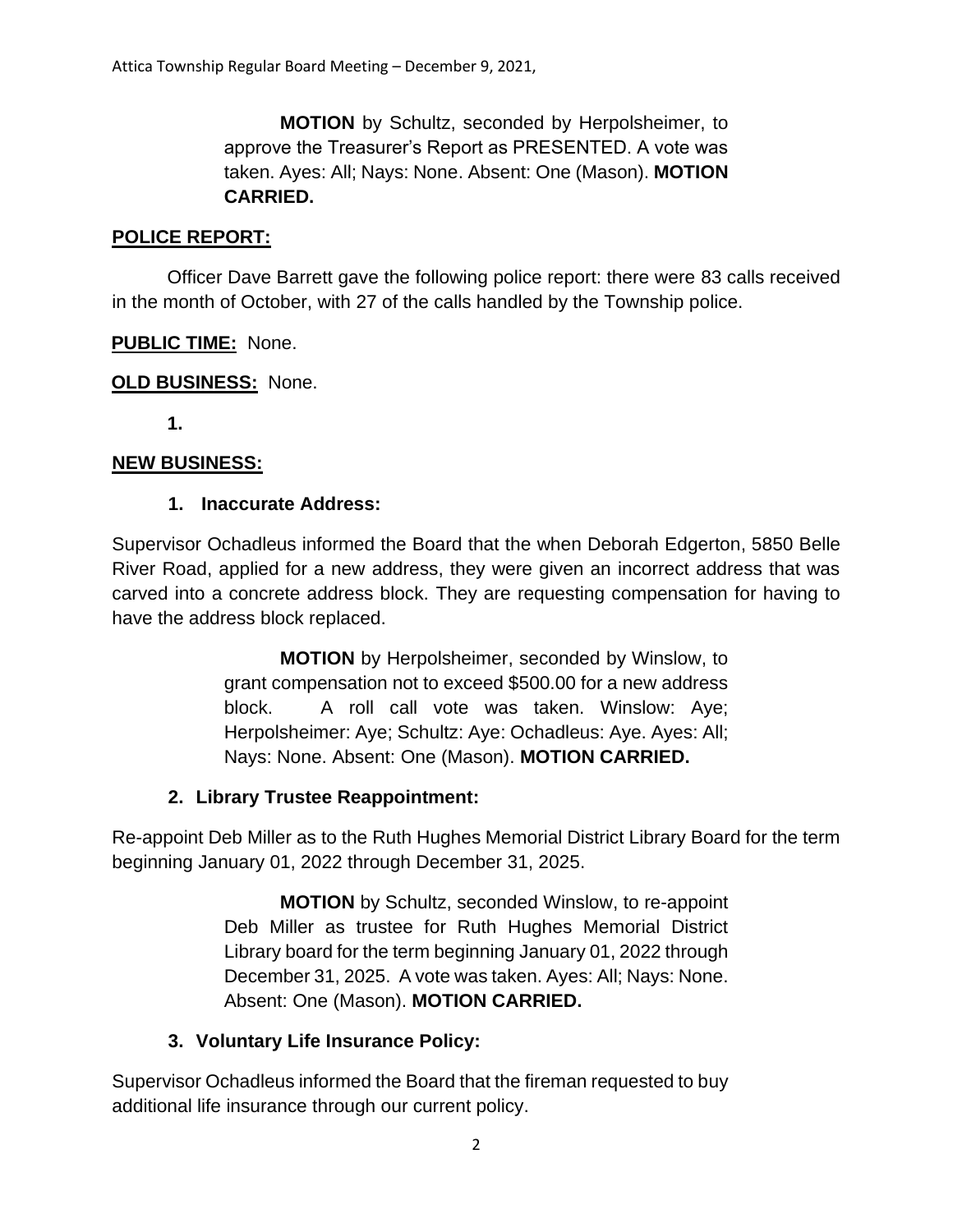**MOTION** by Schultz, seconded by Herpolsheimer, to approve the Treasurer's Report as PRESENTED. A vote was taken. Ayes: All; Nays: None. Absent: One (Mason). **MOTION CARRIED.**

**POLICE REPORT:**

Officer Dave Barrett gave the following police report: there were 83 calls received in the month of October, with 27 of the calls handled by the Township police.

**PUBLIC TIME:** None.

**OLD BUSINESS:** None.

**1.**

**NEW BUSINESS:**

**1. Inaccurate Address:**

Supervisor Ochadleus informed the Board that the when Deborah Edgerton, 5850 Belle River Road, applied for a new address, they were given an incorrect address that was carved into a concrete address block. They are requesting compensation for having to have the address block replaced.

**MOTION** by Herpolsheimer, seconded by Winslow, to grant compensation not to exceed $500.00 for a new address block. A roll call vote was taken. Winslow: Aye; Herpolsheimer: Aye; Schultz: Aye: Ochadleus: Aye. Ayes: All; Nays: None. Absent: One (Mason). **MOTION CARRIED.**

**2. Library Trustee Reappointment:**

Re-appoint Deb Miller as to the Ruth Hughes Memorial District Library Board for the term beginning January 01, 2022 through December 31, 2025.

**MOTION** by Schultz, seconded Winslow, to re-appoint Deb Miller as trustee for Ruth Hughes Memorial District Library board for the term beginning January 01, 2022 through December 31, 2025. A vote was taken. Ayes: All; Nays: None. Absent: One (Mason). **MOTION CARRIED.**

**3. Voluntary Life Insurance Policy:**

Supervisor Ochadleus informed the Board that the fireman requested to buy additional life insurance through our current policy.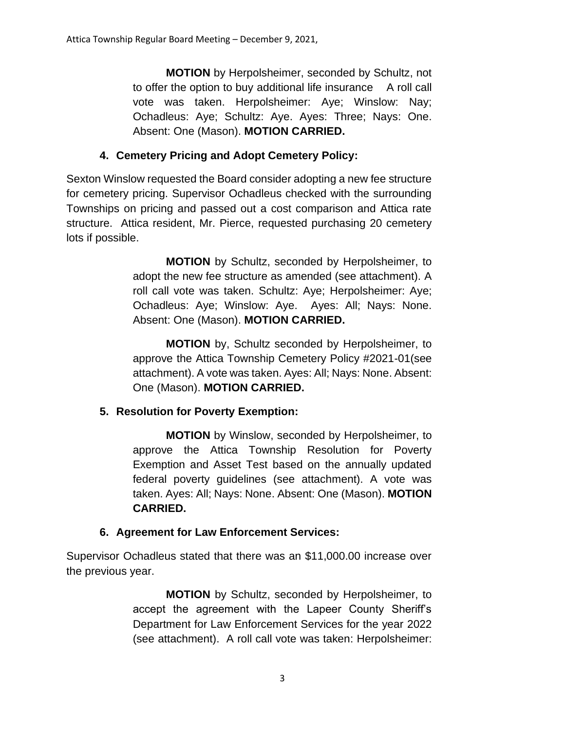**MOTION** by Herpolsheimer, seconded by Schultz, not to offer the option to buy additional life insurance A roll call vote was taken. Herpolsheimer: Aye; Winslow: Nay; Ochadleus: Aye; Schultz: Aye. Ayes: Three; Nays: One. Absent: One (Mason). **MOTION CARRIED.**

**4. Cemetery Pricing and Adopt Cemetery Policy:**

Sexton Winslow requested the Board consider adopting a new fee structure for cemetery pricing. Supervisor Ochadleus checked with the surrounding Townships on pricing and passed out a cost comparison and Attica rate structure. Attica resident, Mr. Pierce, requested purchasing 20 cemetery lots if possible.

**MOTION** by Schultz, seconded by Herpolsheimer, to adopt the new fee structure as amended (see attachment). A roll call vote was taken. Schultz: Aye; Herpolsheimer: Aye; Ochadleus: Aye; Winslow: Aye. Ayes: All; Nays: None. Absent: One (Mason). **MOTION CARRIED.**

**MOTION** by, Schultz seconded by Herpolsheimer, to approve the Attica Township Cemetery Policy #2021-01(see attachment). A vote was taken. Ayes: All; Nays: None. Absent: One (Mason). **MOTION CARRIED.**

**5. Resolution for Poverty Exemption:**

**MOTION** by Winslow, seconded by Herpolsheimer, to approve the Attica Township Resolution for Poverty Exemption and Asset Test based on the annually updated federal poverty guidelines (see attachment). A vote was taken. Ayes: All; Nays: None. Absent: One (Mason). **MOTION CARRIED.**

**6. Agreement for Law Enforcement Services:**

Supervisor Ochadleus stated that there was an $11,000.00 increase over the previous year.

**MOTION** by Schultz, seconded by Herpolsheimer, to accept the agreement with the Lapeer County Sheriff's Department for Law Enforcement Services for the year 2022 (see attachment). A roll call vote was taken: Herpolsheimer: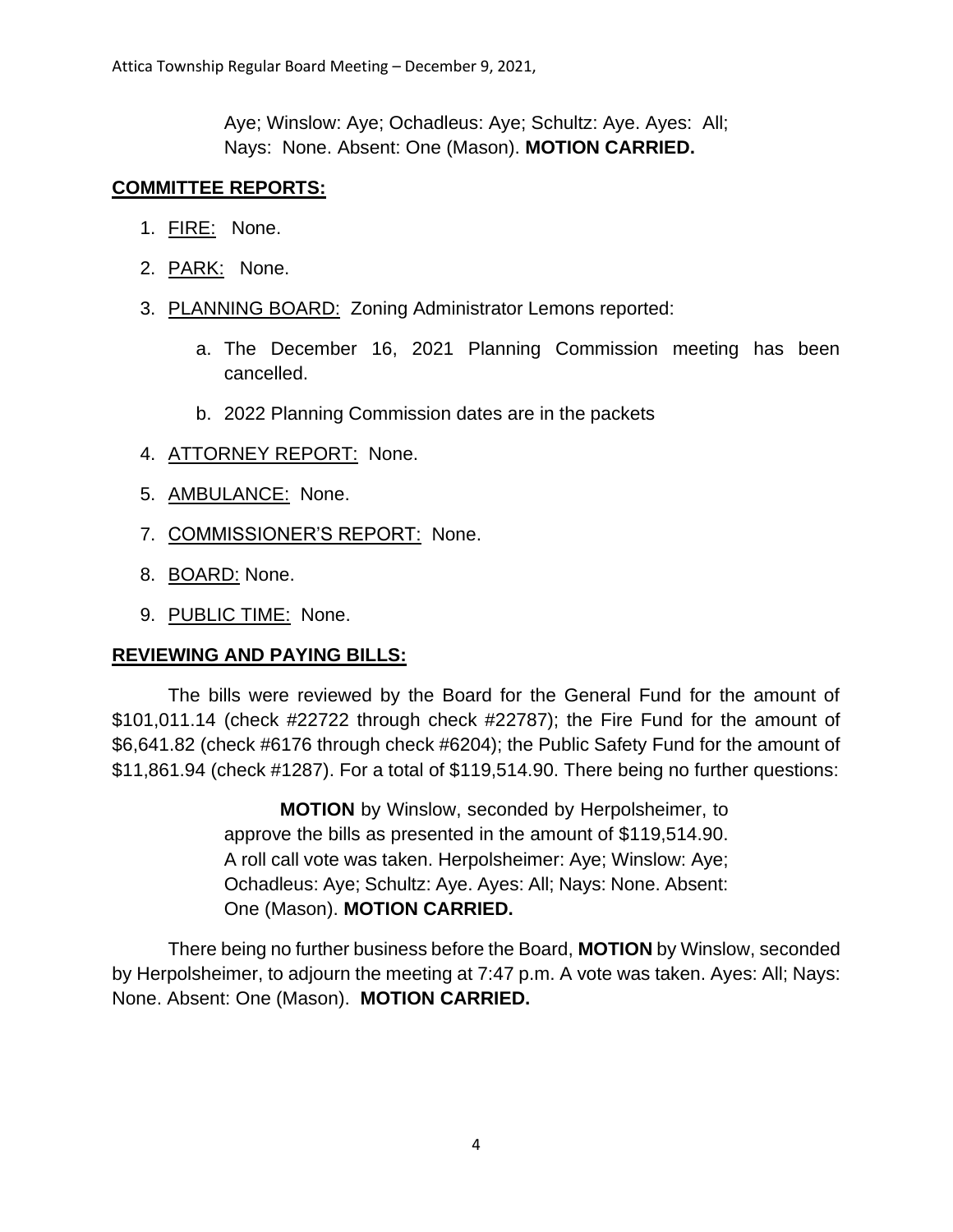Aye; Winslow: Aye; Ochadleus: Aye; Schultz: Aye. Ayes: All; Nays: None. Absent: One (Mason). **MOTION CARRIED.**

## COMMITTEE REPORTS:

1. FIRE: None.
2. PARK: None.
3. PLANNING BOARD: Zoning Administrator Lemons reported:
   a. The December 16, 2021 Planning Commission meeting has been cancelled.
   b. 2022 Planning Commission dates are in the packets
4. ATTORNEY REPORT: None.
5. AMBULANCE: None.

7. COMMISSIONER'S REPORT: None.
8. BOARD: None.
9. PUBLIC TIME: None.

## REVIEWING AND PAYING BILLS:

The bills were reviewed by the Board for the General Fund for the amount of $101,011.14 (check #22722 through check #22787); the Fire Fund for the amount of $6,641.82 (check #6176 through check #6204); the Public Safety Fund for the amount of $11,861.94 (check #1287). For a total of $119,514.90. There being no further questions:

> **MOTION** by Winslow, seconded by Herpolsheimer, to approve the bills as presented in the amount of $119,514.90. A roll call vote was taken. Herpolsheimer: Aye; Winslow: Aye; Ochadleus: Aye; Schultz: Aye. Ayes: All; Nays: None. Absent: One (Mason). **MOTION CARRIED.**

There being no further business before the Board, **MOTION** by Winslow, seconded by Herpolsheimer, to adjourn the meeting at 7:47 p.m. A vote was taken. Ayes: All; Nays: None. Absent: One (Mason). **MOTION CARRIED.**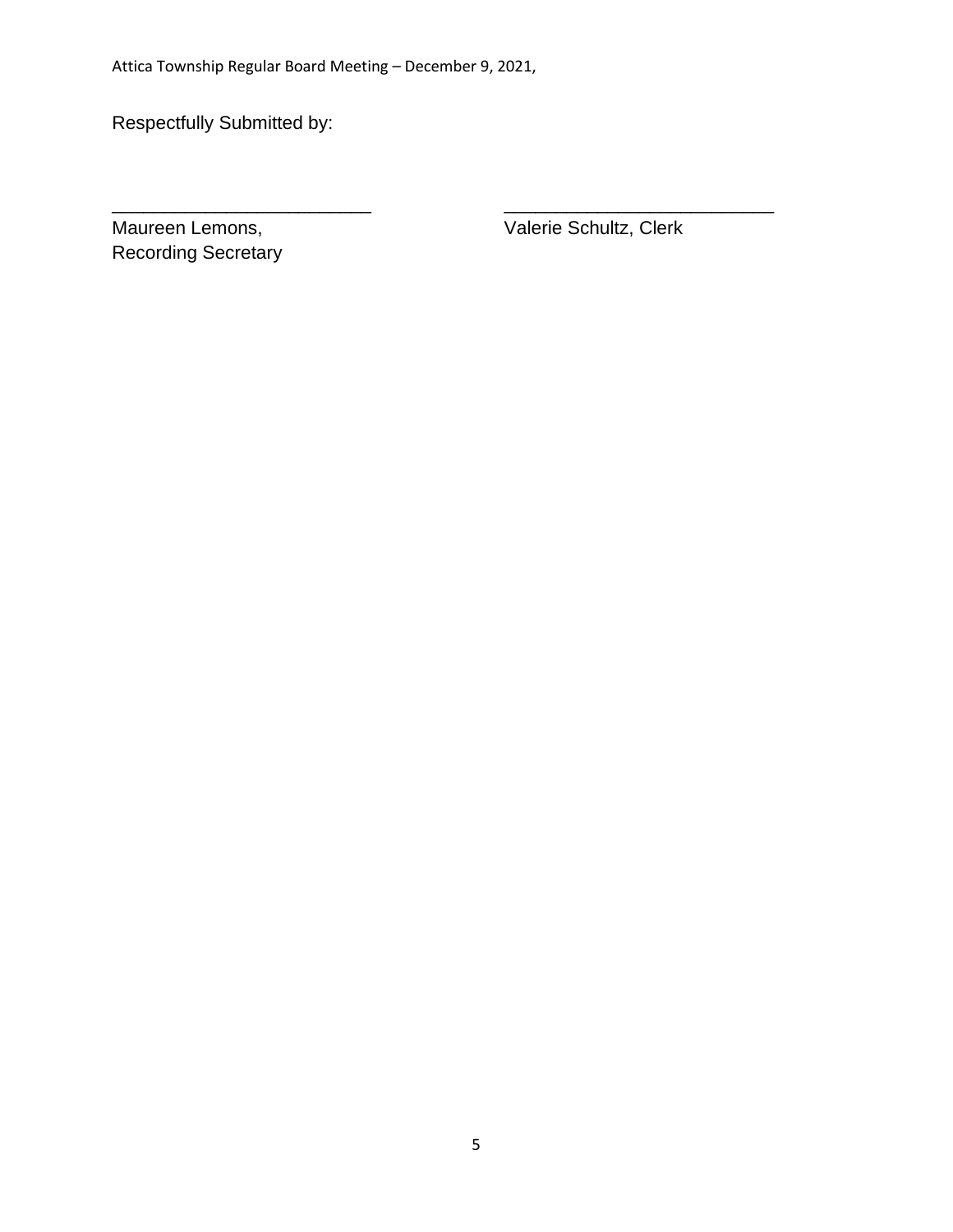Respectfully Submitted by:

\_\_\_\_\_\_\_\_\_\_\_\_\_\_\_\_\_\_\_\_\_\_\_\_\_\_ \_\_\_\_\_\_\_\_\_\_\_\_\_\_\_\_\_\_\_\_\_\_\_\_\_\_\_

Maureen Lemons, Valerie Schultz, Clerk

Recording Secretary